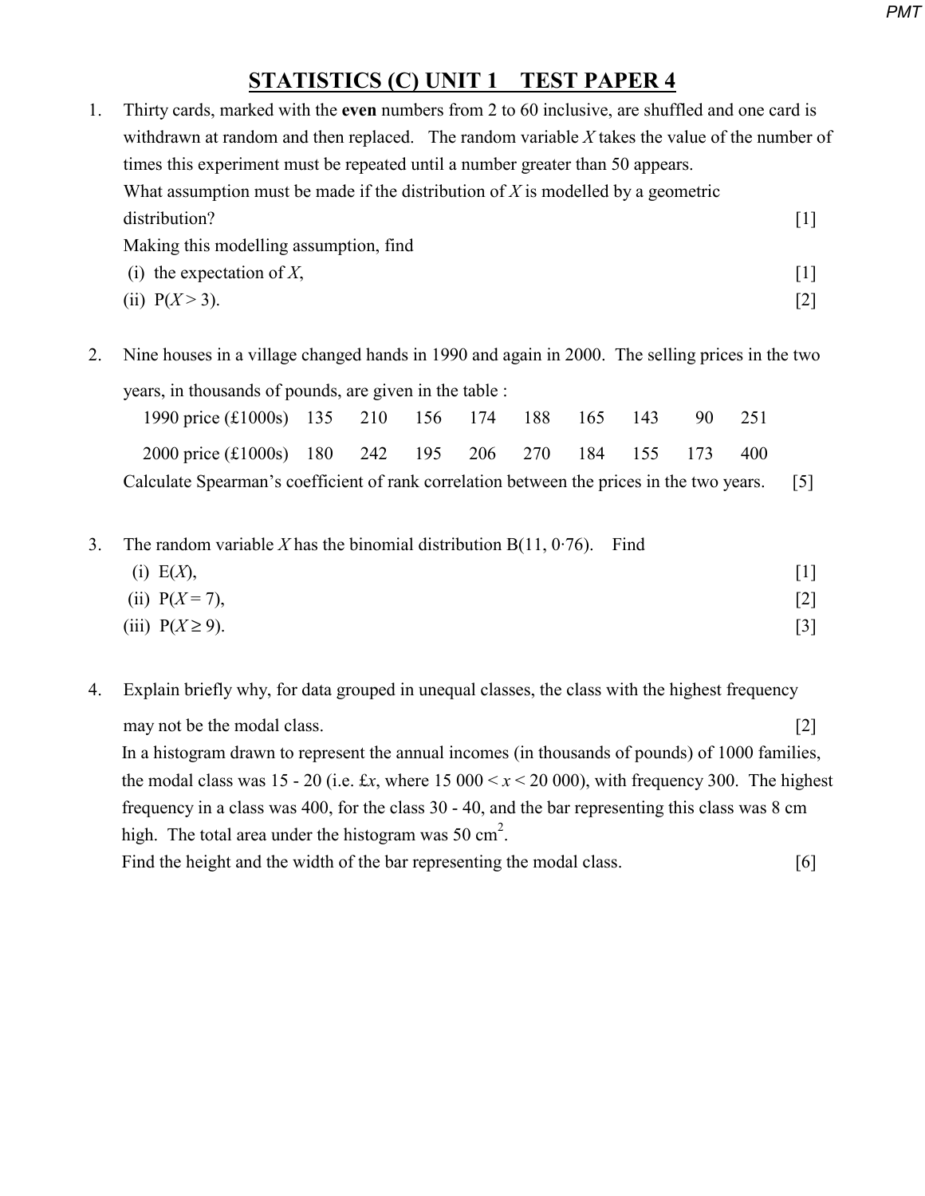# STATISTICS (C) UNIT 1 TEST PAPER 4

1. Thirty cards, marked with the **even** numbers from 2 to 60 inclusive, are shuffled and one card is withdrawn at random and then replaced. The random variable $X$ takes the value of the number of times this experiment must be repeated until a number greater than 50 appears.
   What assumption must be made if the distribution of $X$ is modelled by a geometric distribution? [1]
   Making this modelling assumption, find
   (i) the expectation of $X$, [1]
   (ii) $P(X > 3)$. [2]

2. Nine houses in a village changed hands in 1990 and again in 2000. The selling prices in the two years, in thousands of pounds, are given in the table :

| 1990 price (£1000s) | 135 | 210 | 156 | 174 | 188 | 165 | 143 | 90 | 251 |
|---|---|---|---|---|---|---|---|---|---|
| 2000 price (£1000s) | 180 | 242 | 195 | 206 | 270 | 184 | 155 | 173 | 400 |

   Calculate Spearman's coefficient of rank correlation between the prices in the two years. [5]

3. The random variable $X$ has the binomial distribution B(11, 0·76). Find
   (i) $E(X)$, [1]
   (ii) $P(X = 7)$, [2]
   (iii) $P(X \geq 9)$. [3]

4. Explain briefly why, for data grouped in unequal classes, the class with the highest frequency may not be the modal class. [2]
   In a histogram drawn to represent the annual incomes (in thousands of pounds) of 1000 families, the modal class was 15 - 20 (i.e. £$x$, where $15\,000 < x < 20\,000$), with frequency 300. The highest frequency in a class was 400, for the class 30 - 40, and the bar representing this class was 8 cm high. The total area under the histogram was 50 cm$^2$.
   Find the height and the width of the bar representing the modal class. [6]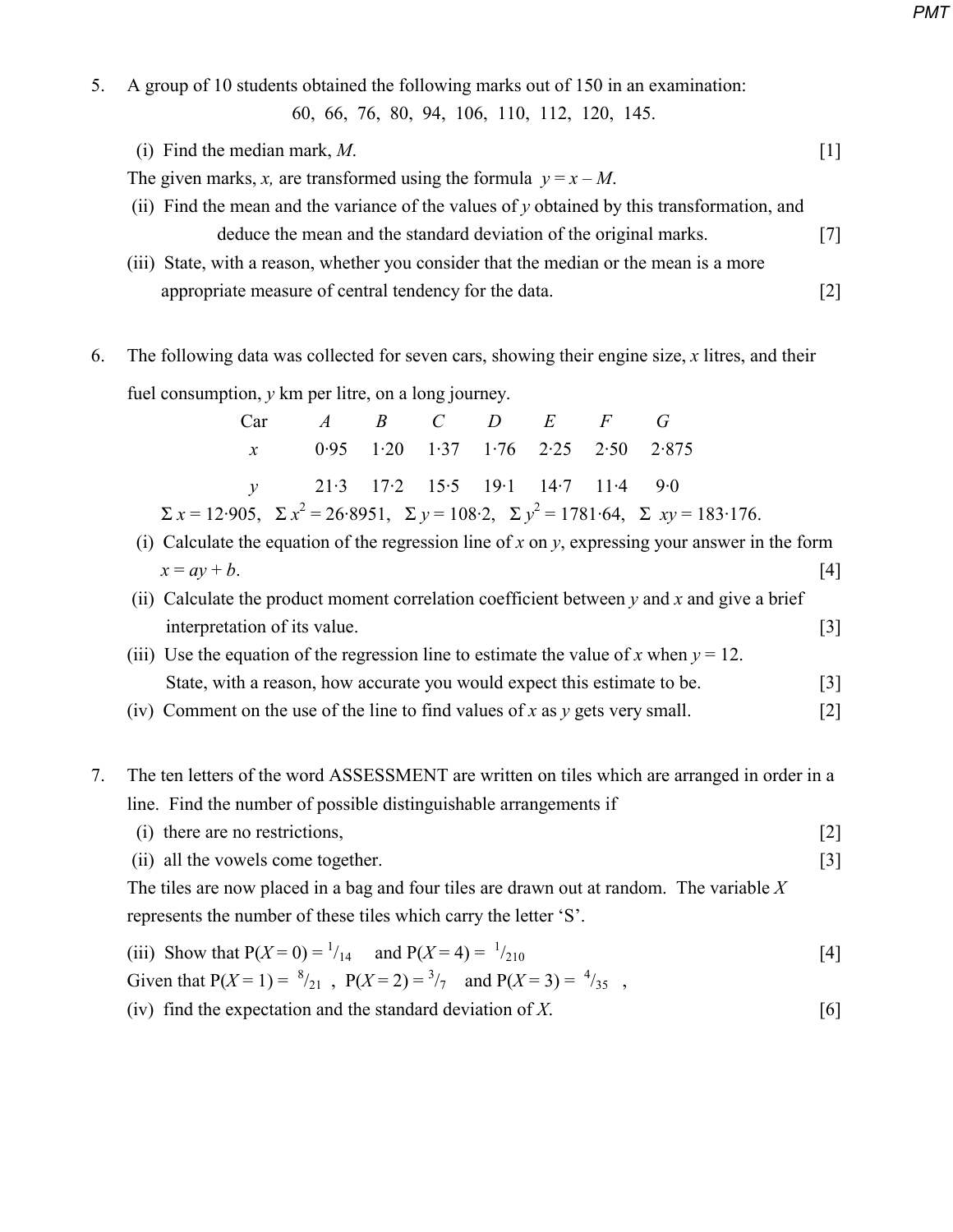5. A group of 10 students obtained the following marks out of 150 in an examination:

$$60,\ 66,\ 76,\ 80,\ 94,\ 106,\ 110,\ 112,\ 120,\ 145.$$

   (i) Find the median mark, $M$. [1]

   The given marks, $x$, are transformed using the formula $y = x - M$.

   (ii) Find the mean and the variance of the values of $y$ obtained by this transformation, and deduce the mean and the standard deviation of the original marks. [7]

   (iii) State, with a reason, whether you consider that the median or the mean is a more appropriate measure of central tendency for the data. [2]

6. The following data was collected for seven cars, showing their engine size, $x$ litres, and their fuel consumption, $y$ km per litre, on a long journey.

| Car | $A$ | $B$ | $C$ | $D$ | $E$ | $F$ | $G$ |
|---|---|---|---|---|---|---|---|
| $x$ | 0·95 | 1·20 | 1·37 | 1·76 | 2·25 | 2·50 | 2·875 |
| $y$ | 21·3 | 17·2 | 15·5 | 19·1 | 14·7 | 11·4 | 9·0 |

   $\Sigma x = 12{\cdot}905$, $\Sigma x^2 = 26{\cdot}8951$, $\Sigma y = 108{\cdot}2$, $\Sigma y^2 = 1781{\cdot}64$, $\Sigma xy = 183{\cdot}176$.

   (i) Calculate the equation of the regression line of $x$ on $y$, expressing your answer in the form $x = ay + b$. [4]

   (ii) Calculate the product moment correlation coefficient between $y$ and $x$ and give a brief interpretation of its value. [3]

   (iii) Use the equation of the regression line to estimate the value of $x$ when $y = 12$. State, with a reason, how accurate you would expect this estimate to be. [3]

   (iv) Comment on the use of the line to find values of $x$ as $y$ gets very small. [2]

7. The ten letters of the word ASSESSMENT are written on tiles which are arranged in order in a line. Find the number of possible distinguishable arrangements if

   (i) there are no restrictions, [2]

   (ii) all the vowels come together. [3]

   The tiles are now placed in a bag and four tiles are drawn out at random. The variable $X$ represents the number of these tiles which carry the letter 'S'.

   (iii) Show that $P(X = 0) = {}^{1}/_{14}$ and $P(X = 4) = {}^{1}/_{210}$ [4]

   Given that $P(X = 1) = {}^{8}/_{21}$, $P(X = 2) = {}^{3}/_{7}$ and $P(X = 3) = {}^{4}/_{35}$,

   (iv) find the expectation and the standard deviation of $X$. [6]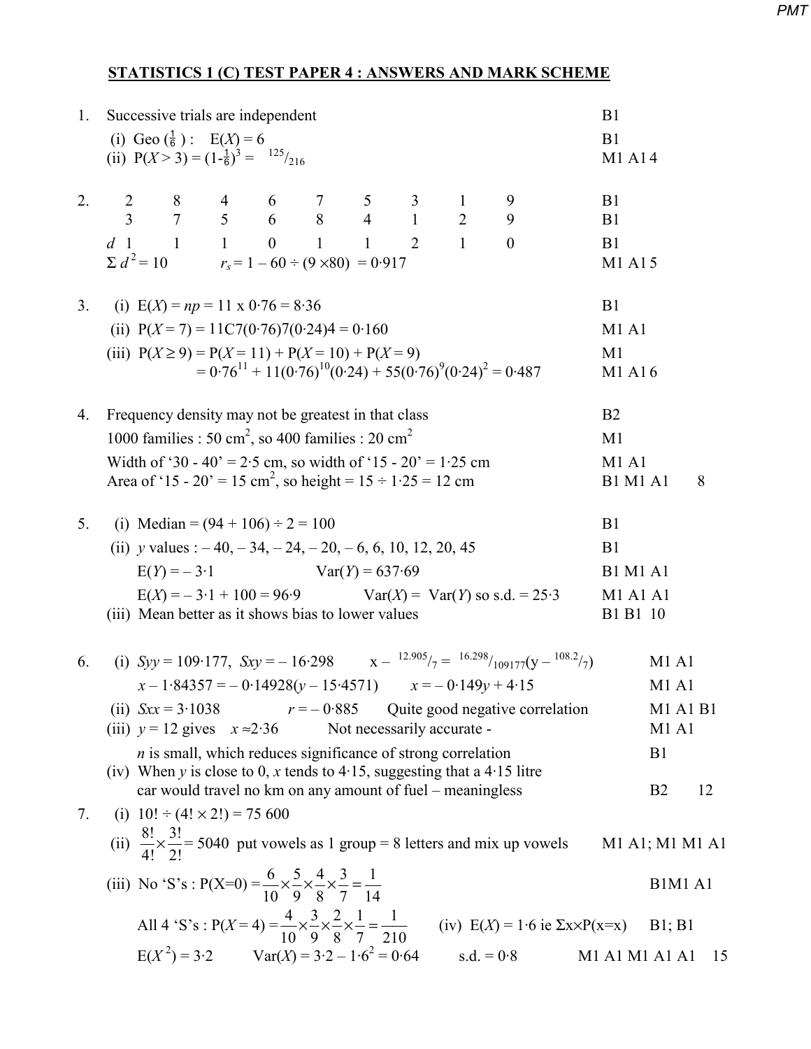## STATISTICS 1 (C) TEST PAPER 4 : ANSWERS AND MARK SCHEME

1. Successive trials are independent — B1

   (i) Geo ($\frac{1}{6}$) : $E(X) = 6$ — B1

   (ii) $P(X > 3) = (1-\frac{1}{6})^3 = {}^{125}/_{216}$ — M1 A1 4

2. 

| | | | | | | | | | | |
|---|---|---|---|---|---|---|---|---|---|---|
| | 2 | 8 | 4 | 6 | 7 | 5 | 3 | 1 | 9 | B1 |
| | 3 | 7 | 5 | 6 | 8 | 4 | 1 | 2 | 9 | B1 |
| $d$ | 1 | 1 | 1 | 0 | 1 | 1 | 2 | 1 | 0 | B1 |

   $\Sigma d^2 = 10$ $\qquad r_s = 1 - 60 \div (9 \times 80) = 0{\cdot}917$ — M1 A1 5

3. (i) $E(X) = np = 11 \times 0{\cdot}76 = 8{\cdot}36$ — B1

   (ii) $P(X = 7) = 11C7(0{\cdot}76)7(0{\cdot}24)4 = 0{\cdot}160$ — M1 A1

   (iii) $P(X \geq 9) = P(X = 11) + P(X = 10) + P(X = 9)$ — M1
   $= 0{\cdot}76^{11} + 11(0{\cdot}76)^{10}(0{\cdot}24) + 55(0{\cdot}76)^9(0{\cdot}24)^2 = 0{\cdot}487$ — M1 A1 6

4. Frequency density may not be greatest in that class — B2

   1000 families : 50 cm$^2$, so 400 families : 20 cm$^2$ — M1

   Width of '30 - 40' = 2·5 cm, so width of '15 - 20' = 1·25 cm — M1 A1

   Area of '15 - 20' = 15 cm$^2$, so height = $15 \div 1{\cdot}25$ = 12 cm — B1 M1 A1 8

5. (i) Median = $(94 + 106) \div 2 = 100$ — B1

   (ii) $y$ values : – 40, – 34, – 24, – 20, – 6, 6, 10, 12, 20, 45 — B1

   $E(Y) = -3{\cdot}1$ $\qquad Var(Y) = 637{\cdot}69$ — B1 M1 A1

   $E(X) = -3{\cdot}1 + 100 = 96{\cdot}9$ $\qquad Var(X) = Var(Y)$ so s.d. = 25·3 — M1 A1 A1

   (iii) Mean better as it shows bias to lower values — B1 B1 10

6. (i) $Syy = 109{\cdot}177$, $Sxy = -16{\cdot}298$ $\qquad x - {}^{12.905}/_{7} = {}^{16.298}/_{109177}(y - {}^{108.2}/_{7})$ — M1 A1

   $x - 1{\cdot}84357 = -0{\cdot}14928(y - 15{\cdot}4571)$ $\qquad x = -0{\cdot}149y + 4{\cdot}15$ — M1 A1

   (ii) $Sxx = 3{\cdot}1038$ $\qquad r = -0{\cdot}885$ $\qquad$ Quite good negative correlation — M1 A1 B1

   (iii) $y = 12$ gives $x \approx 2{\cdot}36$ $\qquad$ Not necessarily accurate - — M1 A1

   $n$ is small, which reduces significance of strong correlation — B1

   (iv) When $y$ is close to 0, $x$ tends to 4·15, suggesting that a 4·15 litre car would travel no km on any amount of fuel – meaningless — B2 12

7. (i) $10! \div (4! \times 2!) = 75\,600$

   (ii) $\frac{8!}{4!} \times \frac{3!}{2!} = 5040$ put vowels as 1 group = 8 letters and mix up vowels — M1 A1; M1 M1 A1

   (iii) No 'S's : $P(X=0) = \frac{6}{10} \times \frac{5}{9} \times \frac{4}{8} \times \frac{3}{7} = \frac{1}{14}$ — B1M1 A1

   All 4 'S's : $P(X = 4) = \frac{4}{10} \times \frac{3}{9} \times \frac{2}{8} \times \frac{1}{7} = \frac{1}{210}$ $\qquad$ (iv) $E(X) = 1{\cdot}6$ ie $\Sigma x \times P(x=x)$ — B1; B1

   $E(X^2) = 3{\cdot}2$ $\qquad Var(X) = 3{\cdot}2 - 1{\cdot}6^2 = 0{\cdot}64$ $\qquad$ s.d. = 0·8 — M1 A1 M1 A1 A1 15